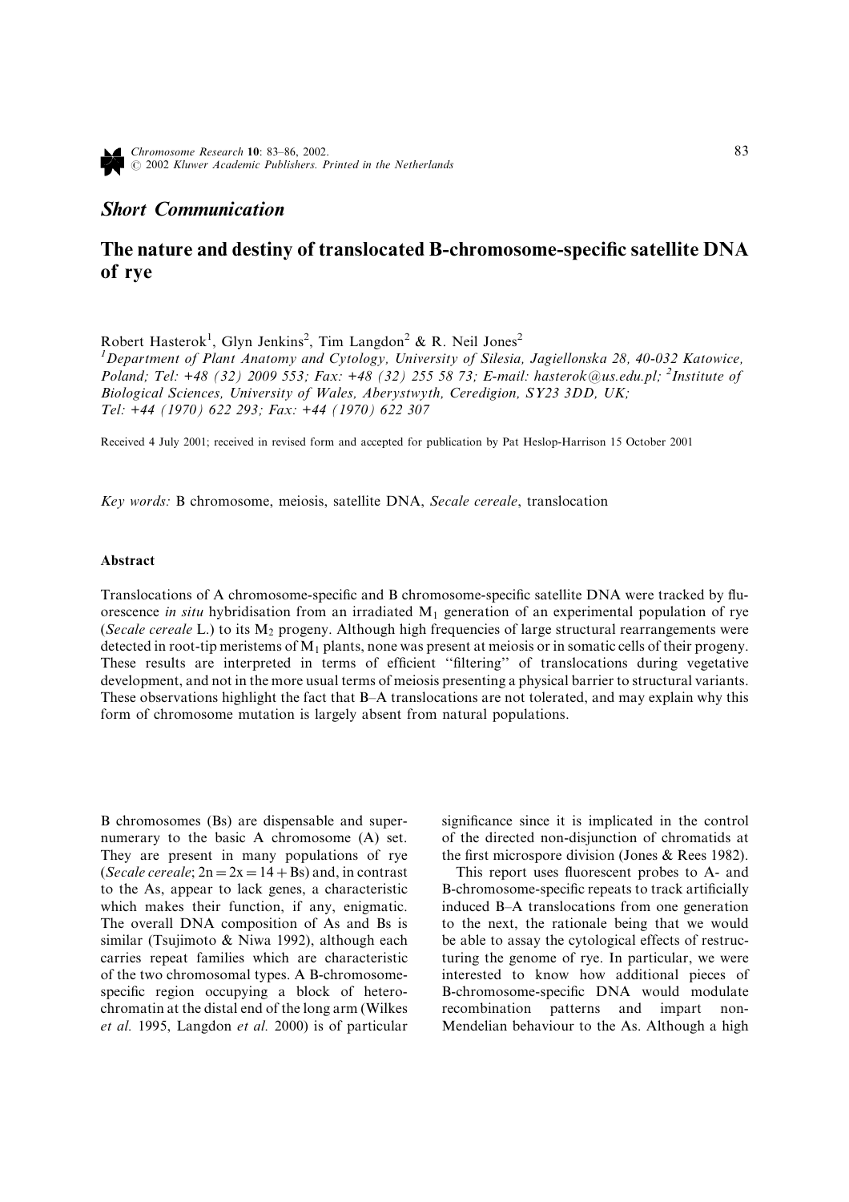*Short Communication*

# The nature and destiny of translocated B-chromosome-specific satellite DNA of rye

Robert Hasterok[1], Glyn Jenkins[2], Tim Langdon[2] & R. Neil Jones[2]

[1]*Department of Plant Anatomy and Cytology, University of Silesia, Jagiellonska 28, 40-032 Katowice, Poland; Tel: +48 (32) 2009 553; Fax: +48 (32) 255 58 73; E-mail: hasterok@us.edu.pl;* [2]*Institute of Biological Sciences, University of Wales, Aberystwyth, Ceredigion, SY23 3DD, UK; Tel: +44 (1970) 622 293; Fax: +44 (1970) 622 307*

Received 4 July 2001; received in revised form and accepted for publication by Pat Heslop-Harrison 15 October 2001

*Key words:* B chromosome, meiosis, satellite DNA, *Secale cereale*, translocation

### Abstract

Translocations of A chromosome-specific and B chromosome-specific satellite DNA were tracked by fluorescence *in situ* hybridisation from an irradiated $M_1$ generation of an experimental population of rye (*Secale cereale* L.) to its $M_2$ progeny. Although high frequencies of large structural rearrangements were detected in root-tip meristems of $M_1$ plants, none was present at meiosis or in somatic cells of their progeny. These results are interpreted in terms of efficient ''filtering'' of translocations during vegetative development, and not in the more usual terms of meiosis presenting a physical barrier to structural variants. These observations highlight the fact that B–A translocations are not tolerated, and may explain why this form of chromosome mutation is largely absent from natural populations.

B chromosomes (Bs) are dispensable and supernumerary to the basic A chromosome (A) set. They are present in many populations of rye (*Secale cereale*; $2n = 2x = 14 + \text{Bs}$) and, in contrast to the As, appear to lack genes, a characteristic which makes their function, if any, enigmatic. The overall DNA composition of As and Bs is similar (Tsujimoto & Niwa 1992), although each carries repeat families which are characteristic of the two chromosomal types. A B-chromosome-specific region occupying a block of heterochromatin at the distal end of the long arm (Wilkes *et al.* 1995, Langdon *et al.* 2000) is of particular significance since it is implicated in the control of the directed non-disjunction of chromatids at the first microspore division (Jones & Rees 1982).

This report uses fluorescent probes to A- and B-chromosome-specific repeats to track artificially induced B–A translocations from one generation to the next, the rationale being that we would be able to assay the cytological effects of restructuring the genome of rye. In particular, we were interested to know how additional pieces of B-chromosome-specific DNA would modulate recombination patterns and impart non-Mendelian behaviour to the As. Although a high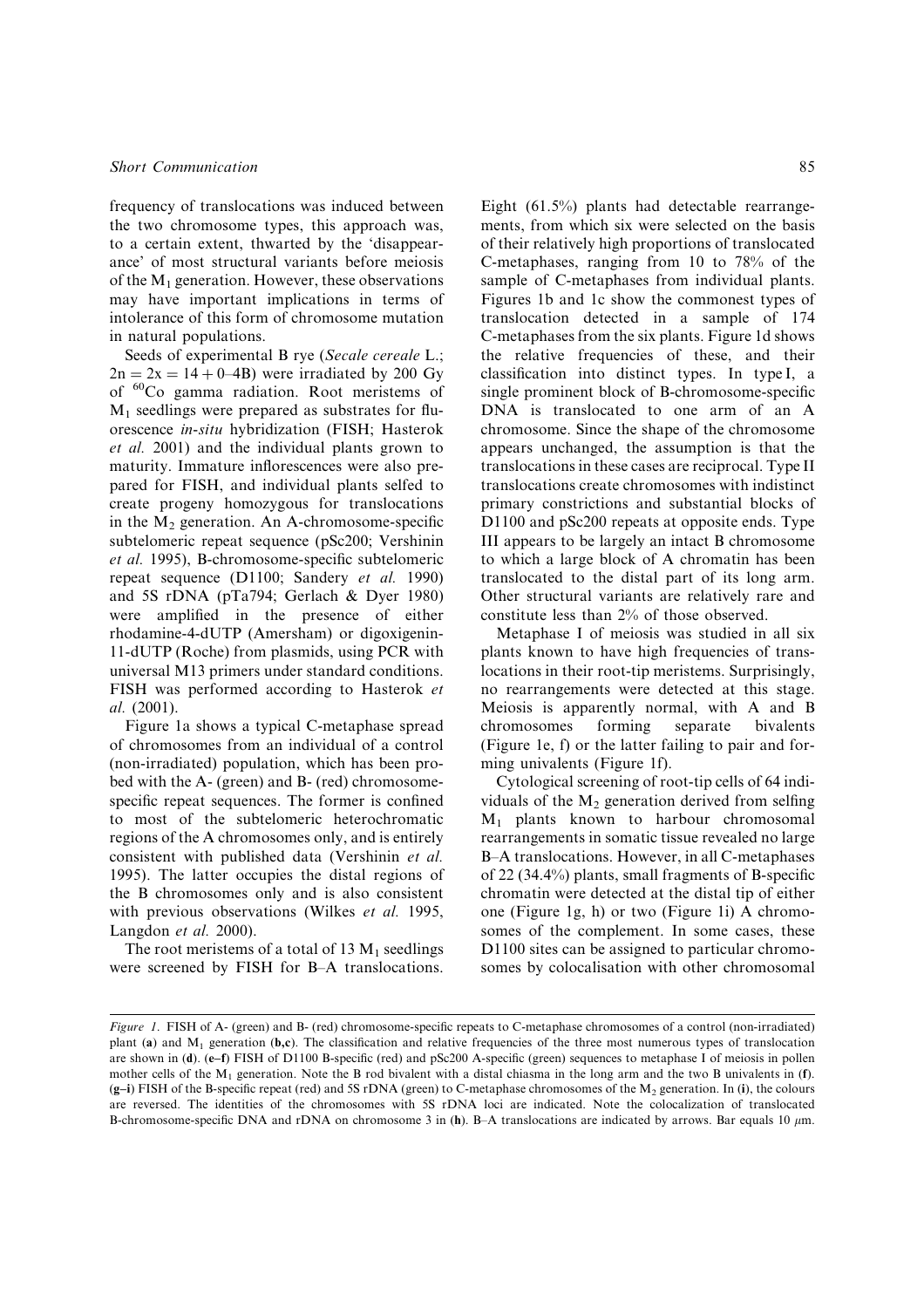frequency of translocations was induced between the two chromosome types, this approach was, to a certain extent, thwarted by the 'disappearance' of most structural variants before meiosis of the $M_1$ generation. However, these observations may have important implications in terms of intolerance of this form of chromosome mutation in natural populations.

Seeds of experimental B rye (*Secale cereale* L.; $2n = 2x = 14 + 0$–4B) were irradiated by 200 Gy of $^{60}$Co gamma radiation. Root meristems of $M_1$ seedlings were prepared as substrates for fluorescence *in-situ* hybridization (FISH; Hasterok *et al.* 2001) and the individual plants grown to maturity. Immature inflorescences were also prepared for FISH, and individual plants selfed to create progeny homozygous for translocations in the $M_2$ generation. An A-chromosome-specific subtelomeric repeat sequence (pSc200; Vershinin *et al.* 1995), B-chromosome-specific subtelomeric repeat sequence (D1100; Sandery *et al.* 1990) and 5S rDNA (pTa794; Gerlach & Dyer 1980) were amplified in the presence of either rhodamine-4-dUTP (Amersham) or digoxigenin-11-dUTP (Roche) from plasmids, using PCR with universal M13 primers under standard conditions. FISH was performed according to Hasterok *et al.* (2001).

Figure 1a shows a typical C-metaphase spread of chromosomes from an individual of a control (non-irradiated) population, which has been probed with the A- (green) and B- (red) chromosome-specific repeat sequences. The former is confined to most of the subtelomeric heterochromatic regions of the A chromosomes only, and is entirely consistent with published data (Vershinin *et al.* 1995). The latter occupies the distal regions of the B chromosomes only and is also consistent with previous observations (Wilkes *et al.* 1995, Langdon *et al.* 2000).

The root meristems of a total of 13 $M_1$ seedlings were screened by FISH for B–A translocations. Eight (61.5%) plants had detectable rearrangements, from which six were selected on the basis of their relatively high proportions of translocated C-metaphases, ranging from 10 to 78% of the sample of C-metaphases from individual plants. Figures 1b and 1c show the commonest types of translocation detected in a sample of 174 C-metaphases from the six plants. Figure 1d shows the relative frequencies of these, and their classification into distinct types. In type I, a single prominent block of B-chromosome-specific DNA is translocated to one arm of an A chromosome. Since the shape of the chromosome appears unchanged, the assumption is that the translocations in these cases are reciprocal. Type II translocations create chromosomes with indistinct primary constrictions and substantial blocks of D1100 and pSc200 repeats at opposite ends. Type III appears to be largely an intact B chromosome to which a large block of A chromatin has been translocated to the distal part of its long arm. Other structural variants are relatively rare and constitute less than 2% of those observed.

Metaphase I of meiosis was studied in all six plants known to have high frequencies of translocations in their root-tip meristems. Surprisingly, no rearrangements were detected at this stage. Meiosis is apparently normal, with A and B chromosomes forming separate bivalents (Figure 1e, f) or the latter failing to pair and forming univalents (Figure 1f).

Cytological screening of root-tip cells of 64 individuals of the $M_2$ generation derived from selfing $M_1$ plants known to harbour chromosomal rearrangements in somatic tissue revealed no large B–A translocations. However, in all C-metaphases of 22 (34.4%) plants, small fragments of B-specific chromatin were detected at the distal tip of either one (Figure 1g, h) or two (Figure 1i) A chromosomes of the complement. In some cases, these D1100 sites can be assigned to particular chromosomes by colocalisation with other chromosomal

*Figure 1*. FISH of A- (green) and B- (red) chromosome-specific repeats to C-metaphase chromosomes of a control (non-irradiated) plant (**a**) and $M_1$ generation (**b,c**). The classification and relative frequencies of the three most numerous types of translocation are shown in (**d**). (**e–f**) FISH of D1100 B-specific (red) and pSc200 A-specific (green) sequences to metaphase I of meiosis in pollen mother cells of the $M_1$ generation. Note the B rod bivalent with a distal chiasma in the long arm and the two B univalents in (**f**). (**g–i**) FISH of the B-specific repeat (red) and 5S rDNA (green) to C-metaphase chromosomes of the $M_2$ generation. In (**i**), the colours are reversed. The identities of the chromosomes with 5S rDNA loci are indicated. Note the colocalization of translocated B-chromosome-specific DNA and rDNA on chromosome 3 in (**h**). B–A translocations are indicated by arrows. Bar equals 10 $\mu$m.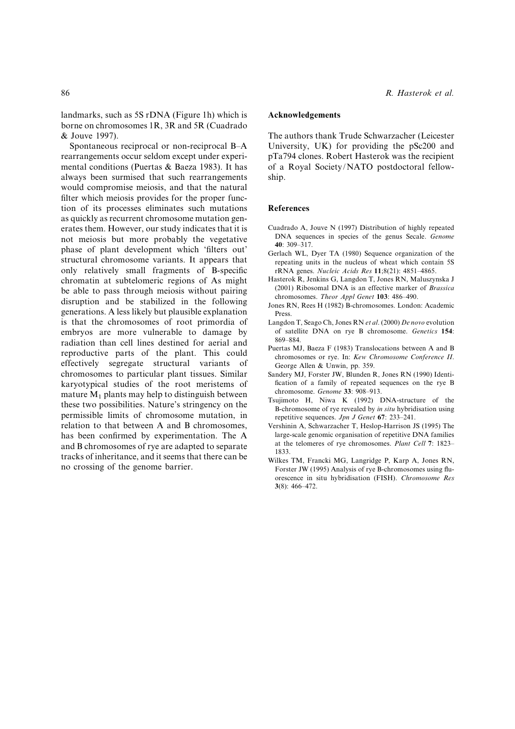landmarks, such as 5S rDNA (Figure 1h) which is borne on chromosomes 1R, 3R and 5R (Cuadrado & Jouve 1997).

Spontaneous reciprocal or non-reciprocal B–A rearrangements occur seldom except under experimental conditions (Puertas & Baeza 1983). It has always been surmised that such rearrangements would compromise meiosis, and that the natural filter which meiosis provides for the proper function of its processes eliminates such mutations as quickly as recurrent chromosome mutation generates them. However, our study indicates that it is not meiosis but more probably the vegetative phase of plant development which 'filters out' structural chromosome variants. It appears that only relatively small fragments of B-specific chromatin at subtelomeric regions of As might be able to pass through meiosis without pairing disruption and be stabilized in the following generations. A less likely but plausible explanation is that the chromosomes of root primordia of embryos are more vulnerable to damage by radiation than cell lines destined for aerial and reproductive parts of the plant. This could effectively segregate structural variants of chromosomes to particular plant tissues. Similar karyotypical studies of the root meristems of mature $M_1$ plants may help to distinguish between these two possibilities. Nature's stringency on the permissible limits of chromosome mutation, in relation to that between A and B chromosomes, has been confirmed by experimentation. The A and B chromosomes of rye are adapted to separate tracks of inheritance, and it seems that there can be no crossing of the genome barrier.

## Acknowledgements

The authors thank Trude Schwarzacher (Leicester University, UK) for providing the pSc200 and pTa794 clones. Robert Hasterok was the recipient of a Royal Society/NATO postdoctoral fellowship.

## References

Cuadrado A, Jouve N (1997) Distribution of highly repeated DNA sequences in species of the genus Secale. *Genome* **40**: 309–317.

Gerlach WL, Dyer TA (1980) Sequence organization of the repeating units in the nucleus of wheat which contain 5S rRNA genes. *Nucleic Acids Res* **11**;8(21): 4851–4865.

Hasterok R, Jenkins G, Langdon T, Jones RN, Maluszynska J (2001) Ribosomal DNA is an effective marker of *Brassica* chromosomes. *Theor Appl Genet* **103**: 486–490.

Jones RN, Rees H (1982) B-chromosomes. London: Academic Press.

Langdon T, Seago Ch, Jones RN *et al*. (2000) *De novo* evolution of satellite DNA on rye B chromosome. *Genetics* **154**: 869–884.

Puertas MJ, Baeza F (1983) Translocations between A and B chromosomes or rye. In: *Kew Chromosome Conference II*. George Allen & Unwin, pp. 359.

Sandery MJ, Forster JW, Blunden R, Jones RN (1990) Identification of a family of repeated sequences on the rye B chromosome. *Genome* **33**: 908–913.

Tsujimoto H, Niwa K (1992) DNA-structure of the B-chromosome of rye revealed by *in situ* hybridisation using repetitive sequences. *Jpn J Genet* **67**: 233–241.

Vershinin A, Schwarzacher T, Heslop-Harrison JS (1995) The large-scale genomic organisation of repetitive DNA families at the telomeres of rye chromosomes. *Plant Cell* **7**: 1823–1833.

Wilkes TM, Francki MG, Langridge P, Karp A, Jones RN, Forster JW (1995) Analysis of rye B-chromosomes using fluorescence in situ hybridisation (FISH). *Chromosome Res* **3**(8): 466–472.